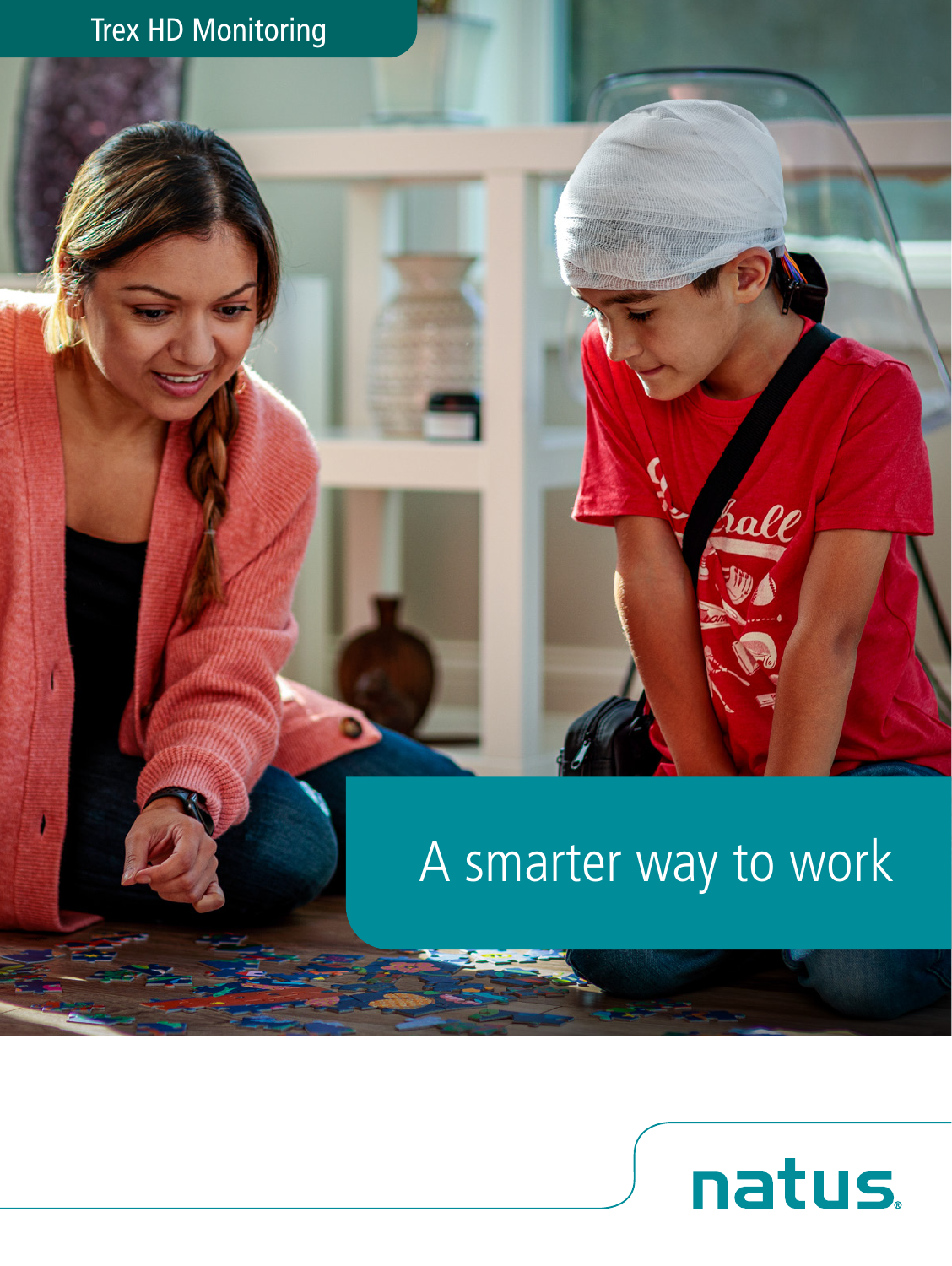Trex HD Monitoring

# A smarter way to work

natus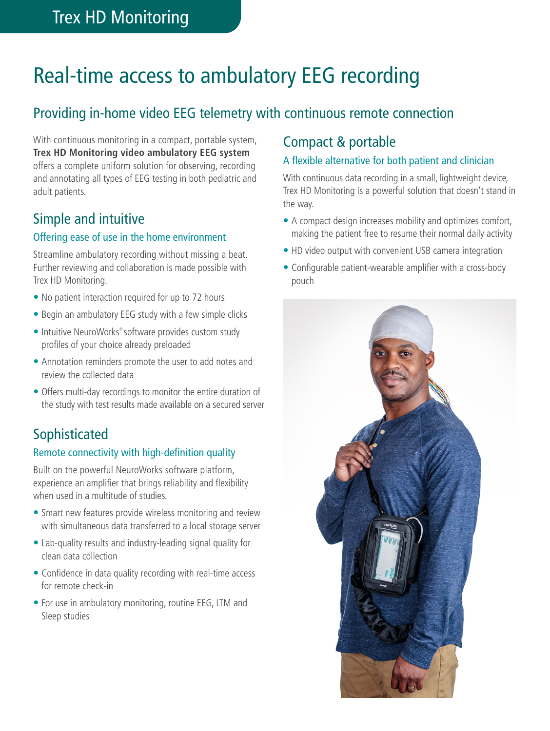Trex HD Monitoring

# Real-time access to ambulatory EEG recording

## Providing in-home video EEG telemetry with continuous remote connection

With continuous monitoring in a compact, portable system, **Trex HD Monitoring video ambulatory EEG system** offers a complete uniform solution for observing, recording and annotating all types of EEG testing in both pediatric and adult patients.

## Simple and intuitive

### Offering ease of use in the home environment

Streamline ambulatory recording without missing a beat. Further reviewing and collaboration is made possible with Trex HD Monitoring.

- No patient interaction required for up to 72 hours
- Begin an ambulatory EEG study with a few simple clicks
- Intuitive NeuroWorks® software provides custom study profiles of your choice already preloaded
- Annotation reminders promote the user to add notes and review the collected data
- Offers multi-day recordings to monitor the entire duration of the study with test results made available on a secured server

## Sophisticated

### Remote connectivity with high-definition quality

Built on the powerful NeuroWorks software platform, experience an amplifier that brings reliability and flexibility when used in a multitude of studies.

- Smart new features provide wireless monitoring and review with simultaneous data transferred to a local storage server
- Lab-quality results and industry-leading signal quality for clean data collection
- Confidence in data quality recording with real-time access for remote check-in
- For use in ambulatory monitoring, routine EEG, LTM and Sleep studies

## Compact & portable

### A flexible alternative for both patient and clinician

With continuous data recording in a small, lightweight device, Trex HD Monitoring is a powerful solution that doesn't stand in the way.

- A compact design increases mobility and optimizes comfort, making the patient free to resume their normal daily activity
- HD video output with convenient USB camera integration
- Configurable patient-wearable amplifier with a cross-body pouch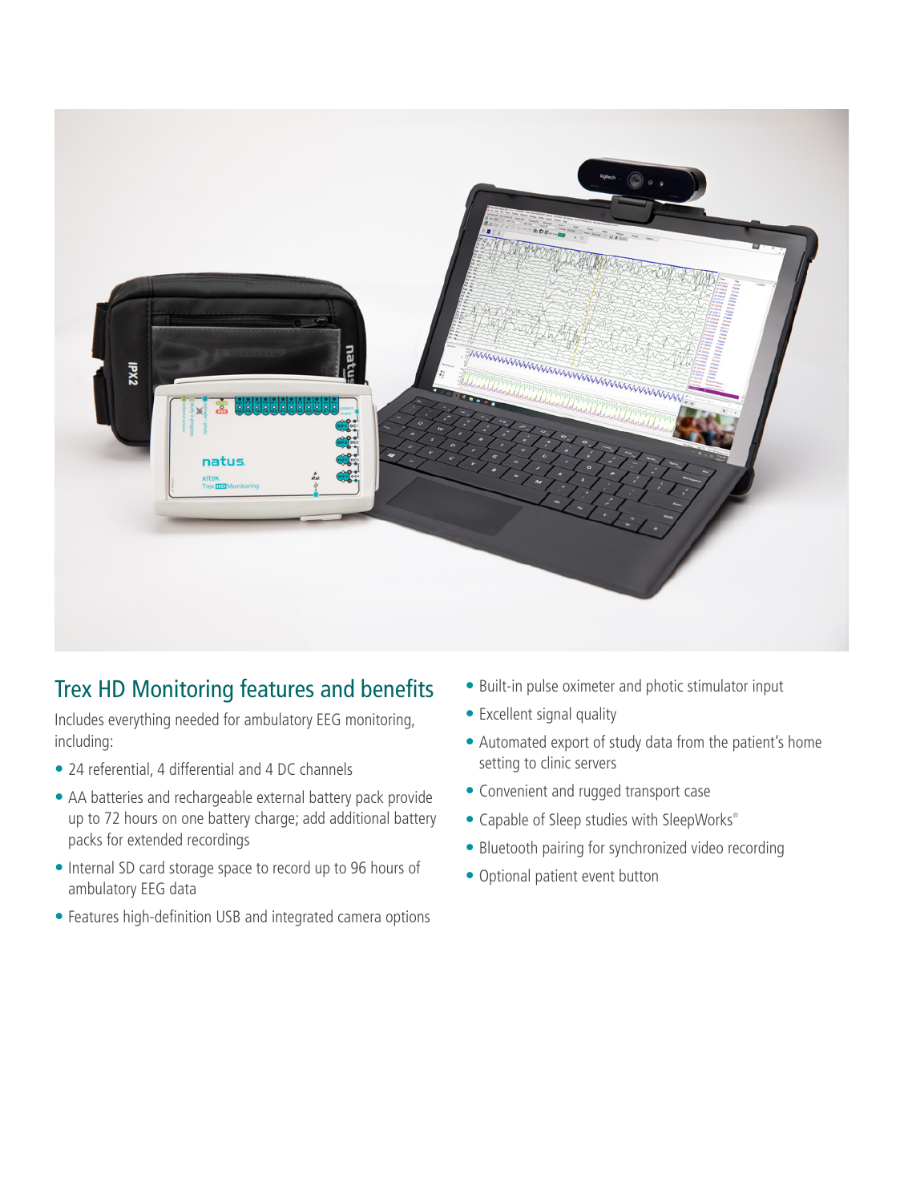## Trex HD Monitoring features and benefits

Includes everything needed for ambulatory EEG monitoring, including:

- 24 referential, 4 differential and 4 DC channels
- AA batteries and rechargeable external battery pack provide up to 72 hours on one battery charge; add additional battery packs for extended recordings
- Internal SD card storage space to record up to 96 hours of ambulatory EEG data
- Features high-definition USB and integrated camera options
- Built-in pulse oximeter and photic stimulator input
- Excellent signal quality
- Automated export of study data from the patient's home setting to clinic servers
- Convenient and rugged transport case
- Capable of Sleep studies with SleepWorks®
- Bluetooth pairing for synchronized video recording
- Optional patient event button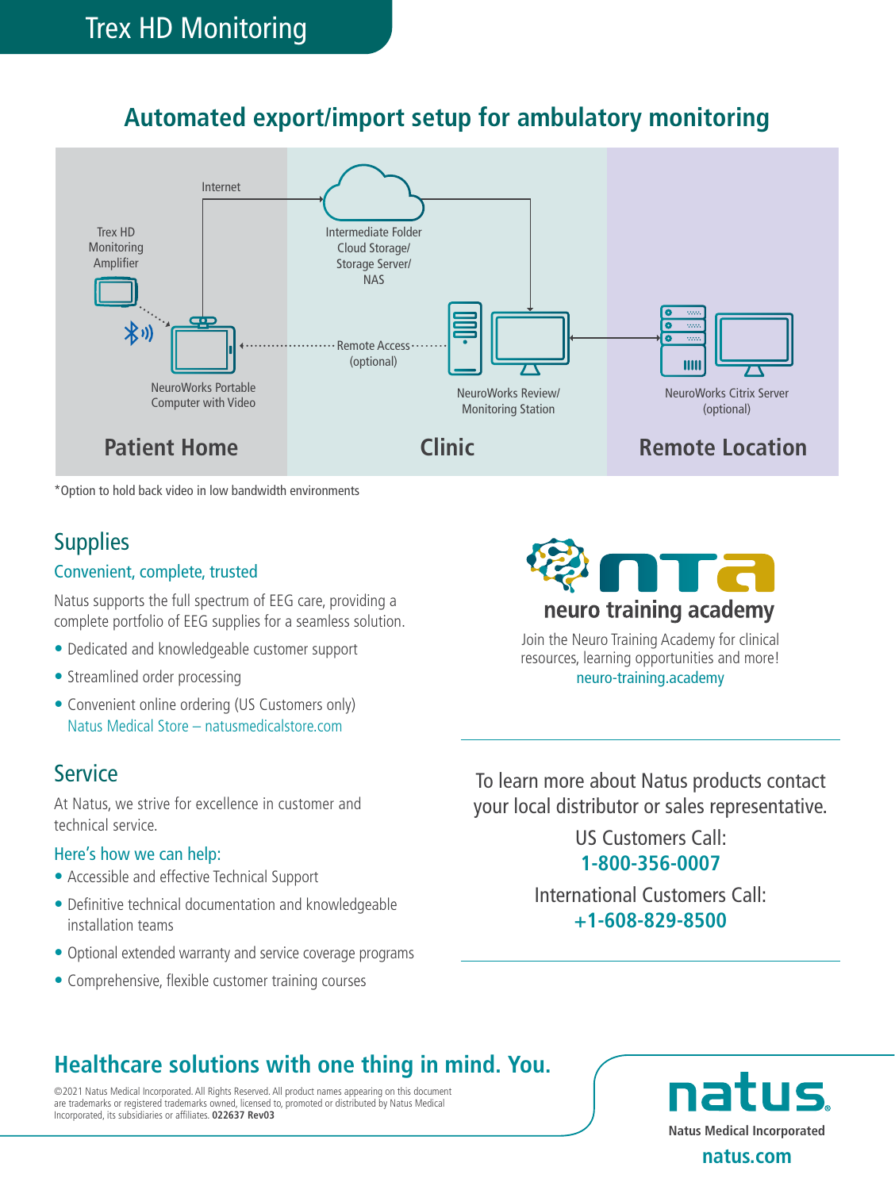# Trex HD Monitoring

## Automated export/import setup for ambulatory monitoring

Internet

Trex HD Monitoring Amplifier

Intermediate Folder Cloud Storage/ Storage Server/ NAS

Remote Access (optional)

NeuroWorks Portable Computer with Video

NeuroWorks Review/ Monitoring Station

NeuroWorks Citrix Server (optional)

Patient Home

Clinic

Remote Location

*Option to hold back video in low bandwidth environments

## Supplies

### Convenient, complete, trusted

Natus supports the full spectrum of EEG care, providing a complete portfolio of EEG supplies for a seamless solution.

- Dedicated and knowledgeable customer support
- Streamlined order processing
- Convenient online ordering (US Customers only) Natus Medical Store – natusmedicalstore.com

## Service

At Natus, we strive for excellence in customer and technical service.

### Here's how we can help:

- Accessible and effective Technical Support
- Definitive technical documentation and knowledgeable installation teams
- Optional extended warranty and service coverage programs
- Comprehensive, flexible customer training courses

**nta neuro training academy**

Join the Neuro Training Academy for clinical resources, learning opportunities and more!
neuro-training.academy

To learn more about Natus products contact your local distributor or sales representative.

US Customers Call:
**1-800-356-0007**

International Customers Call:
**+1-608-829-8500**

## Healthcare solutions with one thing in mind. You.

©2021 Natus Medical Incorporated. All Rights Reserved. All product names appearing on this document are trademarks or registered trademarks owned, licensed to, promoted or distributed by Natus Medical Incorporated, its subsidiaries or affiliates. **022637 Rev03**

**natus.**
Natus Medical Incorporated
**natus.com**